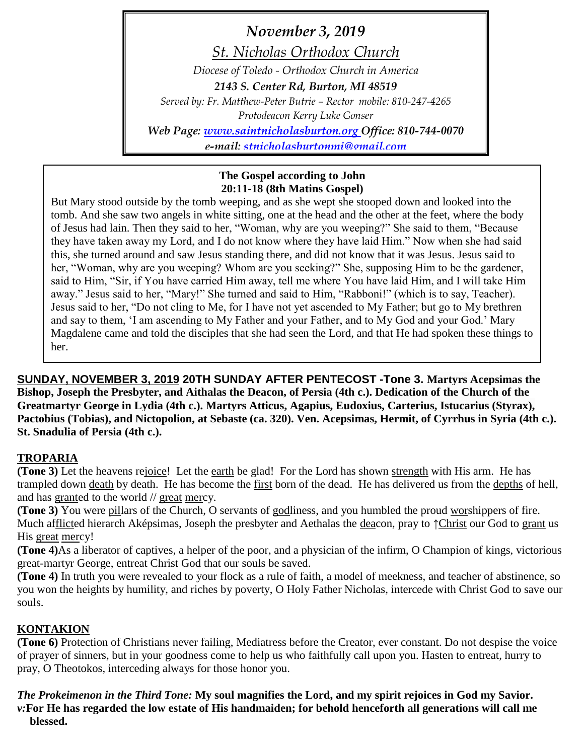*November 3, 2019*

*St. Nicholas Orthodox Church*

*Diocese of Toledo - Orthodox Church in America*

***2143 S. Center Rd, Burton, MI 48519***

*Served by: Fr. Matthew-Peter Butrie – Rector mobile: 810-247-4265*

*Protodeacon Kerry Luke Gonser*

***Web Page: [www.saintnicholasburton.org](http://www.saintnicholasburton.org) Office: 810-744-0070***

***e-mail: stnicholasburtonmi@gmail.com***

**The Gospel according to John**
**20:11-18 (8th Matins Gospel)**

But Mary stood outside by the tomb weeping, and as she wept she stooped down and looked into the tomb. And she saw two angels in white sitting, one at the head and the other at the feet, where the body of Jesus had lain. Then they said to her, "Woman, why are you weeping?" She said to them, "Because they have taken away my Lord, and I do not know where they have laid Him." Now when she had said this, she turned around and saw Jesus standing there, and did not know that it was Jesus. Jesus said to her, "Woman, why are you weeping? Whom are you seeking?" She, supposing Him to be the gardener, said to Him, "Sir, if You have carried Him away, tell me where You have laid Him, and I will take Him away." Jesus said to her, "Mary!" She turned and said to Him, "Rabboni!" (which is to say, Teacher). Jesus said to her, "Do not cling to Me, for I have not yet ascended to My Father; but go to My brethren and say to them, 'I am ascending to My Father and your Father, and to My God and your God.' Mary Magdalene came and told the disciples that she had seen the Lord, and that He had spoken these things to her.

**SUNDAY, NOVEMBER 3, 2019 20TH SUNDAY AFTER PENTECOST -Tone 3. Martyrs Acepsimas the Bishop, Joseph the Presbyter, and Aithalas the Deacon, of Persia (4th c.). Dedication of the Church of the Greatmartyr George in Lydia (4th c.). Martyrs Atticus, Agapius, Eudoxius, Carterius, Istucarius (Styrax), Pactobius (Tobias), and Nictopolion, at Sebaste (ca. 320). Ven. Acepsimas, Hermit, of Cyrrhus in Syria (4th c.). St. Snadulia of Persia (4th c.).**

## TROPARIA

**(Tone 3)** Let the heavens rejoice! Let the earth be glad! For the Lord has shown strength with His arm. He has trampled down death by death. He has become the first born of the dead. He has delivered us from the depths of hell, and has granted to the world // great mercy.

**(Tone 3)** You were pillars of the Church, O servants of godliness, and you humbled the proud worshippers of fire. Much afflicted hierarch Aképsimas, Joseph the presbyter and Aethalas the deacon, pray to ↑Christ our God to grant us His great mercy!

**(Tone 4)** As a liberator of captives, a helper of the poor, and a physician of the infirm, O Champion of kings, victorious great-martyr George, entreat Christ God that our souls be saved.

**(Tone 4)** In truth you were revealed to your flock as a rule of faith, a model of meekness, and teacher of abstinence, so you won the heights by humility, and riches by poverty, O Holy Father Nicholas, intercede with Christ God to save our souls.

## KONTAKION

**(Tone 6)** Protection of Christians never failing, Mediatress before the Creator, ever constant. Do not despise the voice of prayer of sinners, but in your goodness come to help us who faithfully call upon you. Hasten to entreat, hurry to pray, O Theotokos, interceding always for those honor you.

***The Prokeimenon in the Third Tone:*** **My soul magnifies the Lord, and my spirit rejoices in God my Savior.**
***v:*** **For He has regarded the low estate of His handmaiden; for behold henceforth all generations will call me blessed.**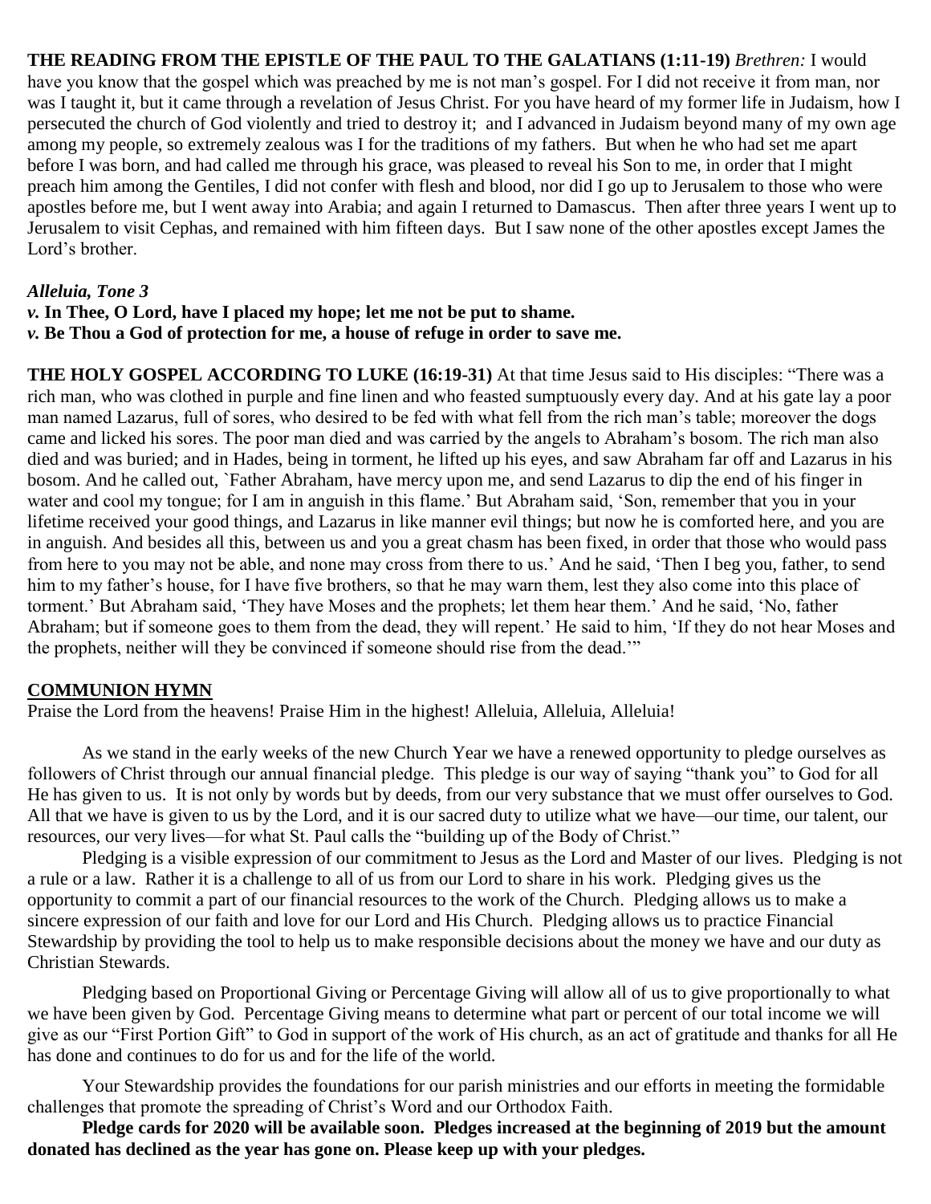**THE READING FROM THE EPISTLE OF THE PAUL TO THE GALATIANS (1:11-19)** *Brethren:* I would have you know that the gospel which was preached by me is not man's gospel. For I did not receive it from man, nor was I taught it, but it came through a revelation of Jesus Christ. For you have heard of my former life in Judaism, how I persecuted the church of God violently and tried to destroy it; and I advanced in Judaism beyond many of my own age among my people, so extremely zealous was I for the traditions of my fathers. But when he who had set me apart before I was born, and had called me through his grace, was pleased to reveal his Son to me, in order that I might preach him among the Gentiles, I did not confer with flesh and blood, nor did I go up to Jerusalem to those who were apostles before me, but I went away into Arabia; and again I returned to Damascus. Then after three years I went up to Jerusalem to visit Cephas, and remained with him fifteen days. But I saw none of the other apostles except James the Lord's brother.

***Alleluia, Tone 3***
***v.* In Thee, O Lord, have I placed my hope; let me not be put to shame.**
***v.* Be Thou a God of protection for me, a house of refuge in order to save me.**

**THE HOLY GOSPEL ACCORDING TO LUKE (16:19-31)** At that time Jesus said to His disciples: "There was a rich man, who was clothed in purple and fine linen and who feasted sumptuously every day. And at his gate lay a poor man named Lazarus, full of sores, who desired to be fed with what fell from the rich man's table; moreover the dogs came and licked his sores. The poor man died and was carried by the angels to Abraham's bosom. The rich man also died and was buried; and in Hades, being in torment, he lifted up his eyes, and saw Abraham far off and Lazarus in his bosom. And he called out, `Father Abraham, have mercy upon me, and send Lazarus to dip the end of his finger in water and cool my tongue; for I am in anguish in this flame.' But Abraham said, 'Son, remember that you in your lifetime received your good things, and Lazarus in like manner evil things; but now he is comforted here, and you are in anguish. And besides all this, between us and you a great chasm has been fixed, in order that those who would pass from here to you may not be able, and none may cross from there to us.' And he said, 'Then I beg you, father, to send him to my father's house, for I have five brothers, so that he may warn them, lest they also come into this place of torment.' But Abraham said, 'They have Moses and the prophets; let them hear them.' And he said, 'No, father Abraham; but if someone goes to them from the dead, they will repent.' He said to him, 'If they do not hear Moses and the prophets, neither will they be convinced if someone should rise from the dead.'"

**COMMUNION HYMN**

Praise the Lord from the heavens! Praise Him in the highest! Alleluia, Alleluia, Alleluia!

As we stand in the early weeks of the new Church Year we have a renewed opportunity to pledge ourselves as followers of Christ through our annual financial pledge. This pledge is our way of saying "thank you" to God for all He has given to us. It is not only by words but by deeds, from our very substance that we must offer ourselves to God. All that we have is given to us by the Lord, and it is our sacred duty to utilize what we have—our time, our talent, our resources, our very lives—for what St. Paul calls the "building up of the Body of Christ."

Pledging is a visible expression of our commitment to Jesus as the Lord and Master of our lives. Pledging is not a rule or a law. Rather it is a challenge to all of us from our Lord to share in his work. Pledging gives us the opportunity to commit a part of our financial resources to the work of the Church. Pledging allows us to make a sincere expression of our faith and love for our Lord and His Church. Pledging allows us to practice Financial Stewardship by providing the tool to help us to make responsible decisions about the money we have and our duty as Christian Stewards.

Pledging based on Proportional Giving or Percentage Giving will allow all of us to give proportionally to what we have been given by God. Percentage Giving means to determine what part or percent of our total income we will give as our "First Portion Gift" to God in support of the work of His church, as an act of gratitude and thanks for all He has done and continues to do for us and for the life of the world.

Your Stewardship provides the foundations for our parish ministries and our efforts in meeting the formidable challenges that promote the spreading of Christ's Word and our Orthodox Faith.

**Pledge cards for 2020 will be available soon. Pledges increased at the beginning of 2019 but the amount donated has declined as the year has gone on. Please keep up with your pledges.**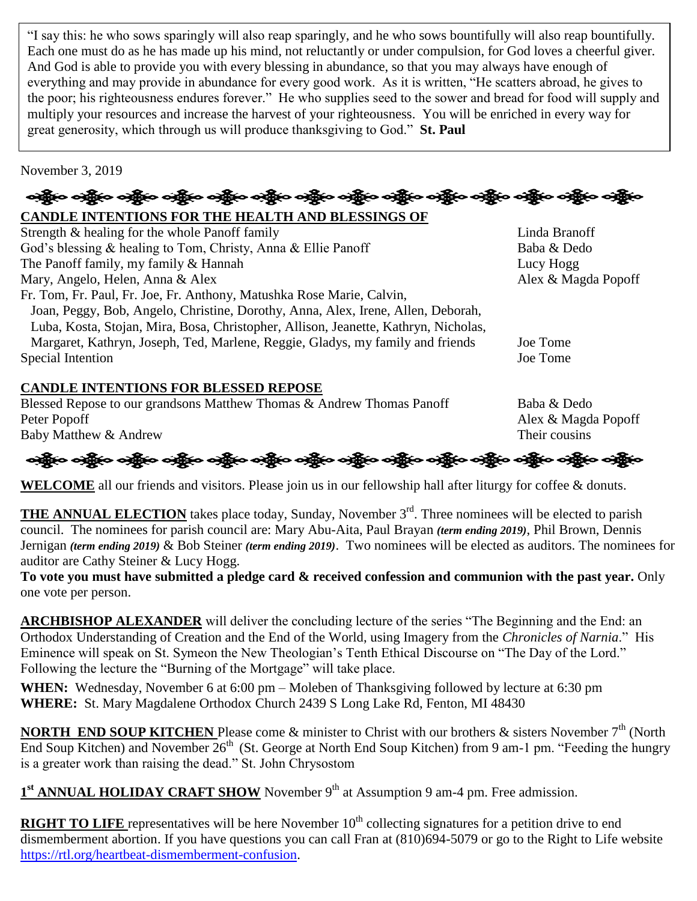"I say this: he who sows sparingly will also reap sparingly, and he who sows bountifully will also reap bountifully. Each one must do as he has made up his mind, not reluctantly or under compulsion, for God loves a cheerful giver. And God is able to provide you with every blessing in abundance, so that you may always have enough of everything and may provide in abundance for every good work. As it is written, "He scatters abroad, he gives to the poor; his righteousness endures forever." He who supplies seed to the sower and bread for food will supply and multiply your resources and increase the harvest of your righteousness. You will be enriched in every way for great generosity, which through us will produce thanksgiving to God." **St. Paul**

November 3, 2019

**CANDLE INTENTIONS FOR THE HEALTH AND BLESSINGS OF**

| | |
|---|---|
| Strength & healing for the whole Panoff family | Linda Branoff |
| God's blessing & healing to Tom, Christy, Anna & Ellie Panoff | Baba & Dedo |
| The Panoff family, my family & Hannah | Lucy Hogg |
| Mary, Angelo, Helen, Anna & Alex | Alex & Magda Popoff |
| Fr. Tom, Fr. Paul, Fr. Joe, Fr. Anthony, Matushka Rose Marie, Calvin, Joan, Peggy, Bob, Angelo, Christine, Dorothy, Anna, Alex, Irene, Allen, Deborah, Luba, Kosta, Stojan, Mira, Bosa, Christopher, Allison, Jeanette, Kathryn, Nicholas, Margaret, Kathryn, Joseph, Ted, Marlene, Reggie, Gladys, my family and friends | Joe Tome |
| Special Intention | Joe Tome |

**CANDLE INTENTIONS FOR BLESSED REPOSE**

| | |
|---|---|
| Blessed Repose to our grandsons Matthew Thomas & Andrew Thomas Panoff | Baba & Dedo |
| Peter Popoff | Alex & Magda Popoff |
| Baby Matthew & Andrew | Their cousins |

**WELCOME** all our friends and visitors. Please join us in our fellowship hall after liturgy for coffee & donuts.

**THE ANNUAL ELECTION** takes place today, Sunday, November 3rd. Three nominees will be elected to parish council. The nominees for parish council are: Mary Abu-Aita, Paul Brayan ***(term ending 2019)***, Phil Brown, Dennis Jernigan ***(term ending 2019)*** & Bob Steiner ***(term ending 2019)***. Two nominees will be elected as auditors. The nominees for auditor are Cathy Steiner & Lucy Hogg.

**To vote you must have submitted a pledge card & received confession and communion with the past year.** Only one vote per person.

**ARCHBISHOP ALEXANDER** will deliver the concluding lecture of the series "The Beginning and the End: an Orthodox Understanding of Creation and the End of the World, using Imagery from the *Chronicles of Narnia*." His Eminence will speak on St. Symeon the New Theologian's Tenth Ethical Discourse on "The Day of the Lord." Following the lecture the "Burning of the Mortgage" will take place.

**WHEN:** Wednesday, November 6 at 6:00 pm – Moleben of Thanksgiving followed by lecture at 6:30 pm
**WHERE:** St. Mary Magdalene Orthodox Church 2439 S Long Lake Rd, Fenton, MI 48430

**NORTH END SOUP KITCHEN** Please come & minister to Christ with our brothers & sisters November 7th (North End Soup Kitchen) and November 26th (St. George at North End Soup Kitchen) from 9 am-1 pm. "Feeding the hungry is a greater work than raising the dead." St. John Chrysostom

**1st ANNUAL HOLIDAY CRAFT SHOW** November 9th at Assumption 9 am-4 pm. Free admission.

**RIGHT TO LIFE** representatives will be here November 10th collecting signatures for a petition drive to end dismemberment abortion. If you have questions you can call Fran at (810)694-5079 or go to the Right to Life website https://rtl.org/heartbeat-dismemberment-confusion.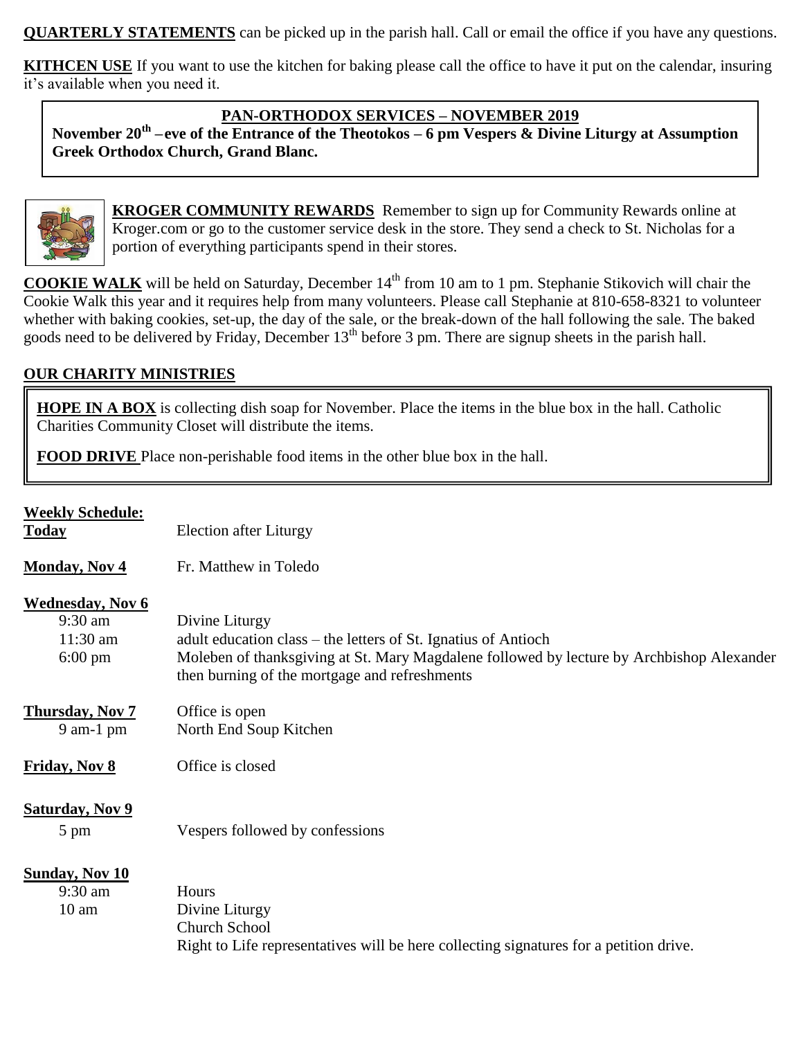**QUARTERLY STATEMENTS** can be picked up in the parish hall. Call or email the office if you have any questions.

**KITHCEN USE** If you want to use the kitchen for baking please call the office to have it put on the calendar, insuring it's available when you need it.

**PAN-ORTHODOX SERVICES – NOVEMBER 2019**

**November 20th – eve of the Entrance of the Theotokos – 6 pm Vespers & Divine Liturgy at Assumption Greek Orthodox Church, Grand Blanc.**

**KROGER COMMUNITY REWARDS** Remember to sign up for Community Rewards online at Kroger.com or go to the customer service desk in the store. They send a check to St. Nicholas for a portion of everything participants spend in their stores.

**COOKIE WALK** will be held on Saturday, December 14th from 10 am to 1 pm. Stephanie Stikovich will chair the Cookie Walk this year and it requires help from many volunteers. Please call Stephanie at 810-658-8321 to volunteer whether with baking cookies, set-up, the day of the sale, or the break-down of the hall following the sale. The baked goods need to be delivered by Friday, December 13th before 3 pm. There are signup sheets in the parish hall.

**OUR CHARITY MINISTRIES**

**HOPE IN A BOX** is collecting dish soap for November. Place the items in the blue box in the hall. Catholic Charities Community Closet will distribute the items.

**FOOD DRIVE** Place non-perishable food items in the other blue box in the hall.

**Weekly Schedule:**

**Today** Election after Liturgy

**Monday, Nov 4** Fr. Matthew in Toledo

**Wednesday, Nov 6**
- 9:30 am Divine Liturgy
- 11:30 am adult education class – the letters of St. Ignatius of Antioch
- 6:00 pm Moleben of thanksgiving at St. Mary Magdalene followed by lecture by Archbishop Alexander then burning of the mortgage and refreshments

**Thursday, Nov 7** Office is open
- 9 am-1 pm North End Soup Kitchen

**Friday, Nov 8** Office is closed

**Saturday, Nov 9**
- 5 pm Vespers followed by confessions

**Sunday, Nov 10**
- 9:30 am Hours
- 10 am Divine Liturgy
  - Church School
  - Right to Life representatives will be here collecting signatures for a petition drive.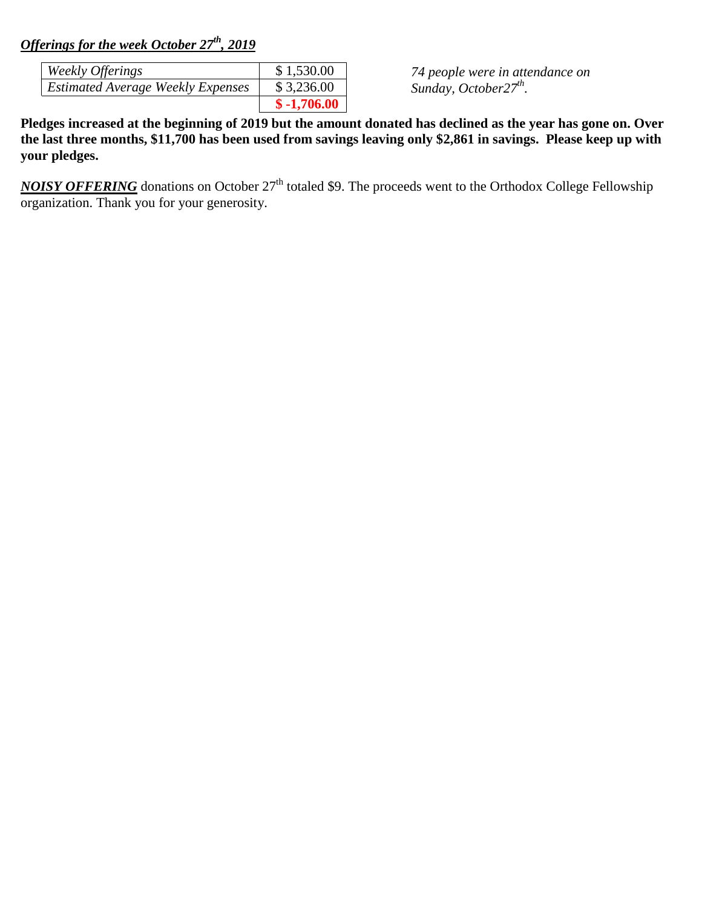***Offerings for the week October 27th, 2019***

| | |
|---|---|
| *Weekly Offerings* | $ 1,530.00 |
| *Estimated Average Weekly Expenses* | $ 3,236.00 |
| | **$ -1,706.00** |

*74 people were in attendance on Sunday, October27th.*

**Pledges increased at the beginning of 2019 but the amount donated has declined as the year has gone on. Over the last three months, $11,700 has been used from savings leaving only $2,861 in savings. Please keep up with your pledges.**

***NOISY OFFERING*** donations on October 27th totaled $9. The proceeds went to the Orthodox College Fellowship organization. Thank you for your generosity.